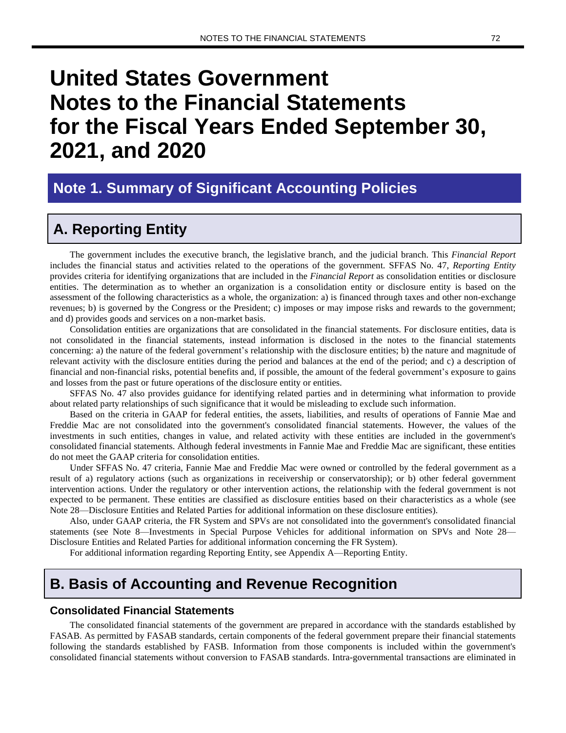# United States Government Notes to the Financial Statements for the Fiscal Years Ended September 30, 2021, and 2020

## Note 1. Summary of Significant Accounting Policies

### A. Reporting Entity

The government includes the executive branch, the legislative branch, and the judicial branch. This *Financial Report* includes the financial status and activities related to the operations of the government. SFFAS No. 47, *Reporting Entity* provides criteria for identifying organizations that are included in the *Financial Report* as consolidation entities or disclosure entities. The determination as to whether an organization is a consolidation entity or disclosure entity is based on the assessment of the following characteristics as a whole, the organization: a) is financed through taxes and other non-exchange revenues; b) is governed by the Congress or the President; c) imposes or may impose risks and rewards to the government; and d) provides goods and services on a non-market basis.

Consolidation entities are organizations that are consolidated in the financial statements. For disclosure entities, data is not consolidated in the financial statements, instead information is disclosed in the notes to the financial statements concerning: a) the nature of the federal government's relationship with the disclosure entities; b) the nature and magnitude of relevant activity with the disclosure entities during the period and balances at the end of the period; and c) a description of financial and non-financial risks, potential benefits and, if possible, the amount of the federal government's exposure to gains and losses from the past or future operations of the disclosure entity or entities.

SFFAS No. 47 also provides guidance for identifying related parties and in determining what information to provide about related party relationships of such significance that it would be misleading to exclude such information.

Based on the criteria in GAAP for federal entities, the assets, liabilities, and results of operations of Fannie Mae and Freddie Mac are not consolidated into the government's consolidated financial statements. However, the values of the investments in such entities, changes in value, and related activity with these entities are included in the government's consolidated financial statements. Although federal investments in Fannie Mae and Freddie Mac are significant, these entities do not meet the GAAP criteria for consolidation entities.

Under SFFAS No. 47 criteria, Fannie Mae and Freddie Mac were owned or controlled by the federal government as a result of a) regulatory actions (such as organizations in receivership or conservatorship); or b) other federal government intervention actions. Under the regulatory or other intervention actions, the relationship with the federal government is not expected to be permanent. These entities are classified as disclosure entities based on their characteristics as a whole (see Note 28—Disclosure Entities and Related Parties for additional information on these disclosure entities).

Also, under GAAP criteria, the FR System and SPVs are not consolidated into the government's consolidated financial statements (see Note 8—Investments in Special Purpose Vehicles for additional information on SPVs and Note 28—Disclosure Entities and Related Parties for additional information concerning the FR System).

For additional information regarding Reporting Entity, see Appendix A—Reporting Entity.

### B. Basis of Accounting and Revenue Recognition

#### Consolidated Financial Statements

The consolidated financial statements of the government are prepared in accordance with the standards established by FASAB. As permitted by FASAB standards, certain components of the federal government prepare their financial statements following the standards established by FASB. Information from those components is included within the government's consolidated financial statements without conversion to FASAB standards. Intra-governmental transactions are eliminated in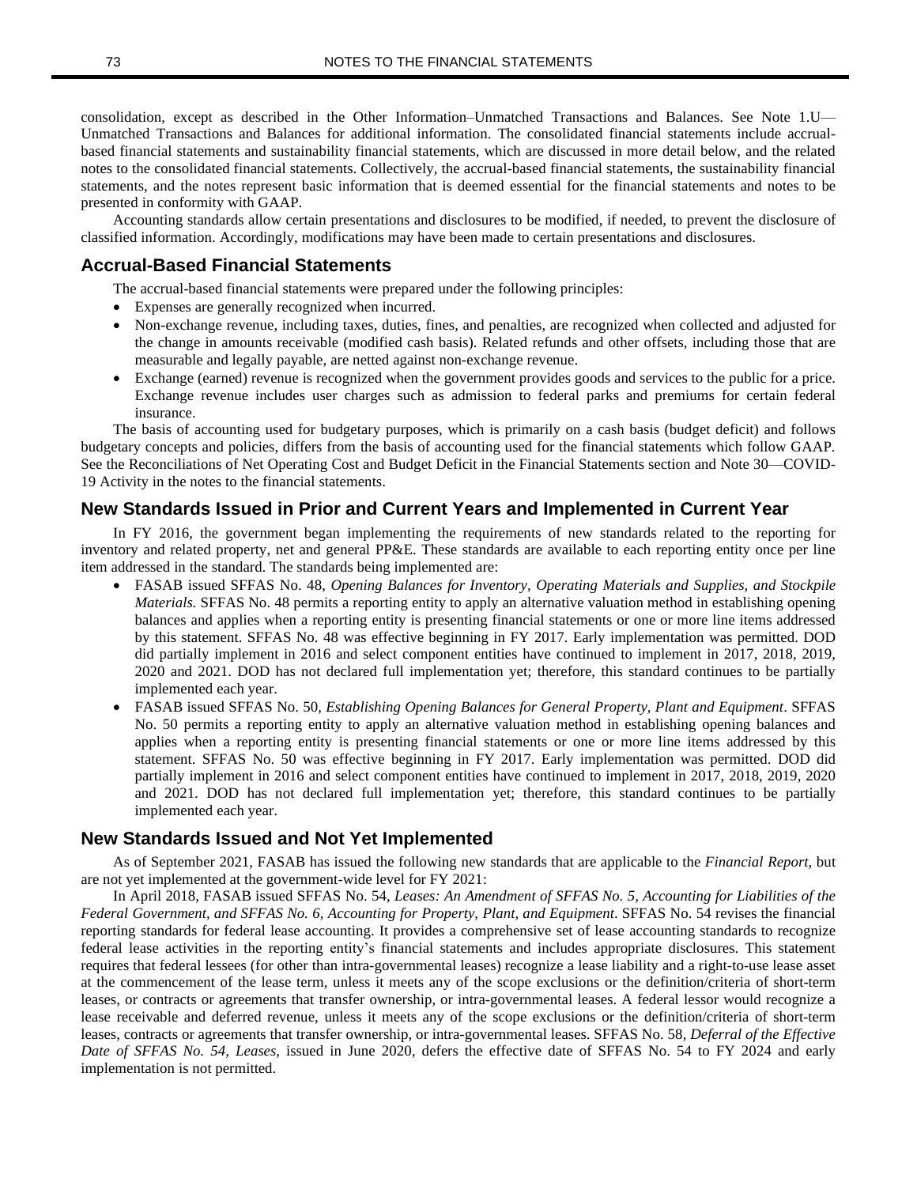consolidation, except as described in the Other Information–Unmatched Transactions and Balances. See Note 1.U—Unmatched Transactions and Balances for additional information. The consolidated financial statements include accrual-based financial statements and sustainability financial statements, which are discussed in more detail below, and the related notes to the consolidated financial statements. Collectively, the accrual-based financial statements, the sustainability financial statements, and the notes represent basic information that is deemed essential for the financial statements and notes to be presented in conformity with GAAP.

Accounting standards allow certain presentations and disclosures to be modified, if needed, to prevent the disclosure of classified information. Accordingly, modifications may have been made to certain presentations and disclosures.

## Accrual-Based Financial Statements

The accrual-based financial statements were prepared under the following principles:

- Expenses are generally recognized when incurred.
- Non-exchange revenue, including taxes, duties, fines, and penalties, are recognized when collected and adjusted for the change in amounts receivable (modified cash basis). Related refunds and other offsets, including those that are measurable and legally payable, are netted against non-exchange revenue.
- Exchange (earned) revenue is recognized when the government provides goods and services to the public for a price. Exchange revenue includes user charges such as admission to federal parks and premiums for certain federal insurance.

The basis of accounting used for budgetary purposes, which is primarily on a cash basis (budget deficit) and follows budgetary concepts and policies, differs from the basis of accounting used for the financial statements which follow GAAP. See the Reconciliations of Net Operating Cost and Budget Deficit in the Financial Statements section and Note 30—COVID-19 Activity in the notes to the financial statements.

## New Standards Issued in Prior and Current Years and Implemented in Current Year

In FY 2016, the government began implementing the requirements of new standards related to the reporting for inventory and related property, net and general PP&E. These standards are available to each reporting entity once per line item addressed in the standard. The standards being implemented are:

- FASAB issued SFFAS No. 48, *Opening Balances for Inventory, Operating Materials and Supplies, and Stockpile Materials.* SFFAS No. 48 permits a reporting entity to apply an alternative valuation method in establishing opening balances and applies when a reporting entity is presenting financial statements or one or more line items addressed by this statement. SFFAS No. 48 was effective beginning in FY 2017. Early implementation was permitted. DOD did partially implement in 2016 and select component entities have continued to implement in 2017, 2018, 2019, 2020 and 2021. DOD has not declared full implementation yet; therefore, this standard continues to be partially implemented each year.
- FASAB issued SFFAS No. 50, *Establishing Opening Balances for General Property, Plant and Equipment*. SFFAS No. 50 permits a reporting entity to apply an alternative valuation method in establishing opening balances and applies when a reporting entity is presenting financial statements or one or more line items addressed by this statement. SFFAS No. 50 was effective beginning in FY 2017. Early implementation was permitted. DOD did partially implement in 2016 and select component entities have continued to implement in 2017, 2018, 2019, 2020 and 2021. DOD has not declared full implementation yet; therefore, this standard continues to be partially implemented each year.

## New Standards Issued and Not Yet Implemented

As of September 2021, FASAB has issued the following new standards that are applicable to the *Financial Report,* but are not yet implemented at the government-wide level for FY 2021:

In April 2018, FASAB issued SFFAS No. 54, *Leases: An Amendment of SFFAS No. 5, Accounting for Liabilities of the Federal Government, and SFFAS No. 6, Accounting for Property, Plant, and Equipment*. SFFAS No. 54 revises the financial reporting standards for federal lease accounting. It provides a comprehensive set of lease accounting standards to recognize federal lease activities in the reporting entity's financial statements and includes appropriate disclosures. This statement requires that federal lessees (for other than intra-governmental leases) recognize a lease liability and a right-to-use lease asset at the commencement of the lease term, unless it meets any of the scope exclusions or the definition/criteria of short-term leases, or contracts or agreements that transfer ownership, or intra-governmental leases. A federal lessor would recognize a lease receivable and deferred revenue, unless it meets any of the scope exclusions or the definition/criteria of short-term leases, contracts or agreements that transfer ownership, or intra-governmental leases. SFFAS No. 58, *Deferral of the Effective Date of SFFAS No. 54, Leases,* issued in June 2020, defers the effective date of SFFAS No. 54 to FY 2024 and early implementation is not permitted.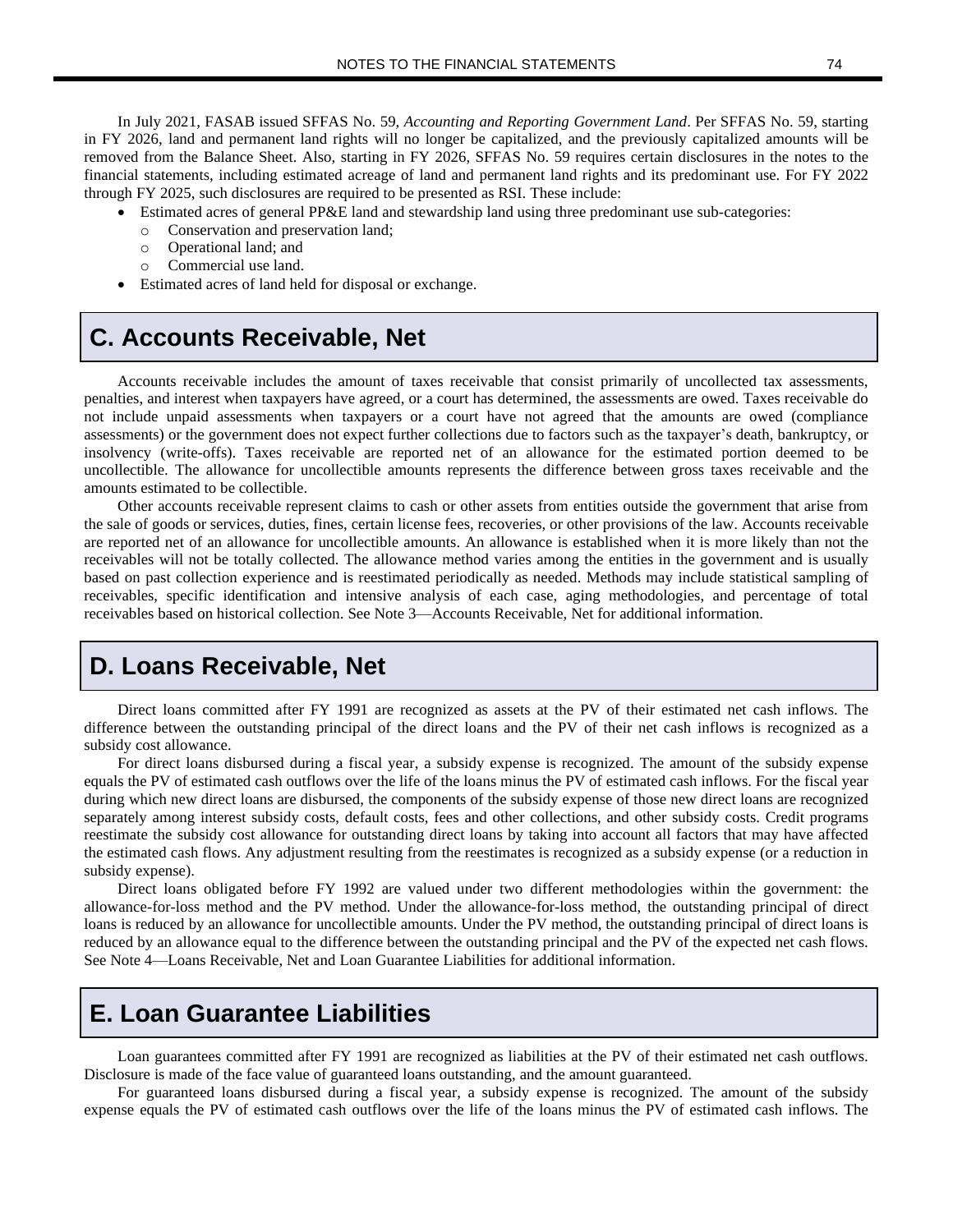In July 2021, FASAB issued SFFAS No. 59, *Accounting and Reporting Government Land*. Per SFFAS No. 59, starting in FY 2026, land and permanent land rights will no longer be capitalized, and the previously capitalized amounts will be removed from the Balance Sheet. Also, starting in FY 2026, SFFAS No. 59 requires certain disclosures in the notes to the financial statements, including estimated acreage of land and permanent land rights and its predominant use. For FY 2022 through FY 2025, such disclosures are required to be presented as RSI. These include:

- Estimated acres of general PP&E land and stewardship land using three predominant use sub-categories:
  - Conservation and preservation land;
  - Operational land; and
  - Commercial use land.
- Estimated acres of land held for disposal or exchange.

## C. Accounts Receivable, Net

Accounts receivable includes the amount of taxes receivable that consist primarily of uncollected tax assessments, penalties, and interest when taxpayers have agreed, or a court has determined, the assessments are owed. Taxes receivable do not include unpaid assessments when taxpayers or a court have not agreed that the amounts are owed (compliance assessments) or the government does not expect further collections due to factors such as the taxpayer's death, bankruptcy, or insolvency (write-offs). Taxes receivable are reported net of an allowance for the estimated portion deemed to be uncollectible. The allowance for uncollectible amounts represents the difference between gross taxes receivable and the amounts estimated to be collectible.

Other accounts receivable represent claims to cash or other assets from entities outside the government that arise from the sale of goods or services, duties, fines, certain license fees, recoveries, or other provisions of the law. Accounts receivable are reported net of an allowance for uncollectible amounts. An allowance is established when it is more likely than not the receivables will not be totally collected. The allowance method varies among the entities in the government and is usually based on past collection experience and is reestimated periodically as needed. Methods may include statistical sampling of receivables, specific identification and intensive analysis of each case, aging methodologies, and percentage of total receivables based on historical collection. See Note 3—Accounts Receivable, Net for additional information.

## D. Loans Receivable, Net

Direct loans committed after FY 1991 are recognized as assets at the PV of their estimated net cash inflows. The difference between the outstanding principal of the direct loans and the PV of their net cash inflows is recognized as a subsidy cost allowance.

For direct loans disbursed during a fiscal year, a subsidy expense is recognized. The amount of the subsidy expense equals the PV of estimated cash outflows over the life of the loans minus the PV of estimated cash inflows. For the fiscal year during which new direct loans are disbursed, the components of the subsidy expense of those new direct loans are recognized separately among interest subsidy costs, default costs, fees and other collections, and other subsidy costs. Credit programs reestimate the subsidy cost allowance for outstanding direct loans by taking into account all factors that may have affected the estimated cash flows. Any adjustment resulting from the reestimates is recognized as a subsidy expense (or a reduction in subsidy expense).

Direct loans obligated before FY 1992 are valued under two different methodologies within the government: the allowance-for-loss method and the PV method. Under the allowance-for-loss method, the outstanding principal of direct loans is reduced by an allowance for uncollectible amounts. Under the PV method, the outstanding principal of direct loans is reduced by an allowance equal to the difference between the outstanding principal and the PV of the expected net cash flows. See Note 4—Loans Receivable, Net and Loan Guarantee Liabilities for additional information.

## E. Loan Guarantee Liabilities

Loan guarantees committed after FY 1991 are recognized as liabilities at the PV of their estimated net cash outflows. Disclosure is made of the face value of guaranteed loans outstanding, and the amount guaranteed.

For guaranteed loans disbursed during a fiscal year, a subsidy expense is recognized. The amount of the subsidy expense equals the PV of estimated cash outflows over the life of the loans minus the PV of estimated cash inflows. The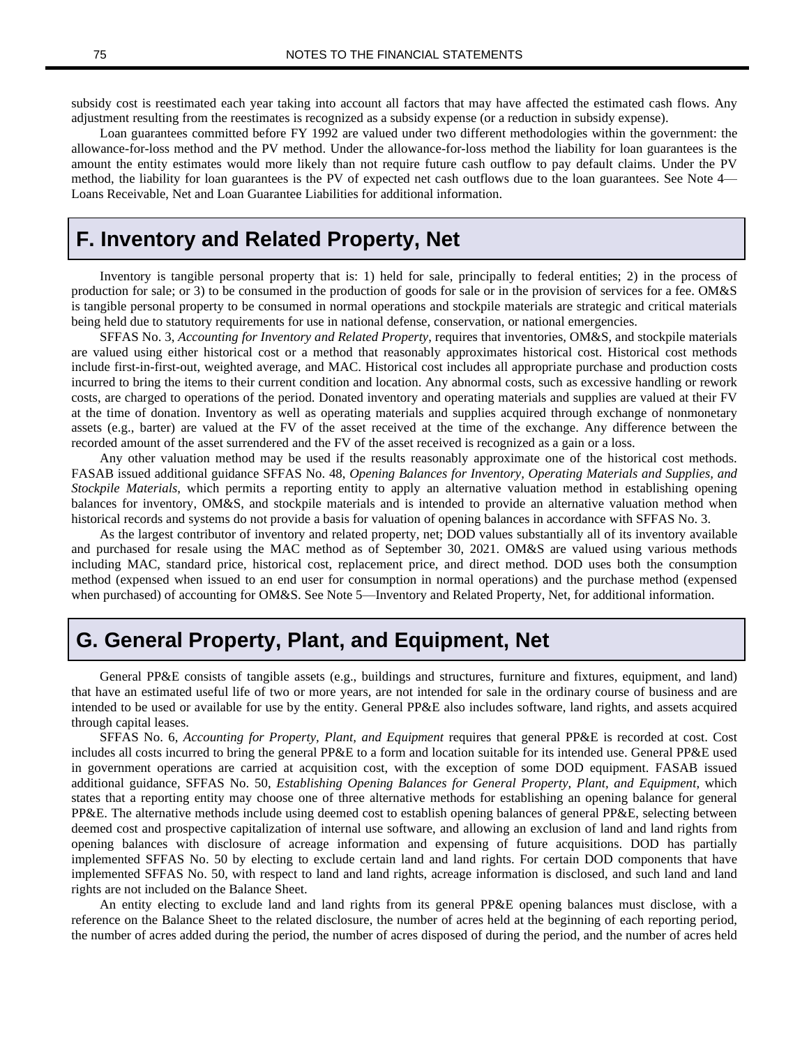subsidy cost is reestimated each year taking into account all factors that may have affected the estimated cash flows. Any adjustment resulting from the reestimates is recognized as a subsidy expense (or a reduction in subsidy expense).

Loan guarantees committed before FY 1992 are valued under two different methodologies within the government: the allowance-for-loss method and the PV method. Under the allowance-for-loss method the liability for loan guarantees is the amount the entity estimates would more likely than not require future cash outflow to pay default claims. Under the PV method, the liability for loan guarantees is the PV of expected net cash outflows due to the loan guarantees. See Note 4—Loans Receivable, Net and Loan Guarantee Liabilities for additional information.

## F. Inventory and Related Property, Net

Inventory is tangible personal property that is: 1) held for sale, principally to federal entities; 2) in the process of production for sale; or 3) to be consumed in the production of goods for sale or in the provision of services for a fee. OM&S is tangible personal property to be consumed in normal operations and stockpile materials are strategic and critical materials being held due to statutory requirements for use in national defense, conservation, or national emergencies.

SFFAS No. 3, *Accounting for Inventory and Related Property*, requires that inventories, OM&S, and stockpile materials are valued using either historical cost or a method that reasonably approximates historical cost. Historical cost methods include first-in-first-out, weighted average, and MAC. Historical cost includes all appropriate purchase and production costs incurred to bring the items to their current condition and location. Any abnormal costs, such as excessive handling or rework costs, are charged to operations of the period. Donated inventory and operating materials and supplies are valued at their FV at the time of donation. Inventory as well as operating materials and supplies acquired through exchange of nonmonetary assets (e.g., barter) are valued at the FV of the asset received at the time of the exchange. Any difference between the recorded amount of the asset surrendered and the FV of the asset received is recognized as a gain or a loss.

Any other valuation method may be used if the results reasonably approximate one of the historical cost methods. FASAB issued additional guidance SFFAS No. 48, *Opening Balances for Inventory, Operating Materials and Supplies, and Stockpile Materials*, which permits a reporting entity to apply an alternative valuation method in establishing opening balances for inventory, OM&S, and stockpile materials and is intended to provide an alternative valuation method when historical records and systems do not provide a basis for valuation of opening balances in accordance with SFFAS No. 3.

As the largest contributor of inventory and related property, net; DOD values substantially all of its inventory available and purchased for resale using the MAC method as of September 30, 2021. OM&S are valued using various methods including MAC, standard price, historical cost, replacement price, and direct method. DOD uses both the consumption method (expensed when issued to an end user for consumption in normal operations) and the purchase method (expensed when purchased) of accounting for OM&S. See Note 5—Inventory and Related Property, Net, for additional information.

## G. General Property, Plant, and Equipment, Net

General PP&E consists of tangible assets (e.g., buildings and structures, furniture and fixtures, equipment, and land) that have an estimated useful life of two or more years, are not intended for sale in the ordinary course of business and are intended to be used or available for use by the entity. General PP&E also includes software, land rights, and assets acquired through capital leases.

SFFAS No. 6, *Accounting for Property, Plant, and Equipment* requires that general PP&E is recorded at cost. Cost includes all costs incurred to bring the general PP&E to a form and location suitable for its intended use. General PP&E used in government operations are carried at acquisition cost, with the exception of some DOD equipment. FASAB issued additional guidance, SFFAS No. 50, *Establishing Opening Balances for General Property, Plant, and Equipment,* which states that a reporting entity may choose one of three alternative methods for establishing an opening balance for general PP&E. The alternative methods include using deemed cost to establish opening balances of general PP&E, selecting between deemed cost and prospective capitalization of internal use software, and allowing an exclusion of land and land rights from opening balances with disclosure of acreage information and expensing of future acquisitions. DOD has partially implemented SFFAS No. 50 by electing to exclude certain land and land rights. For certain DOD components that have implemented SFFAS No. 50, with respect to land and land rights, acreage information is disclosed, and such land and land rights are not included on the Balance Sheet.

An entity electing to exclude land and land rights from its general PP&E opening balances must disclose, with a reference on the Balance Sheet to the related disclosure, the number of acres held at the beginning of each reporting period, the number of acres added during the period, the number of acres disposed of during the period, and the number of acres held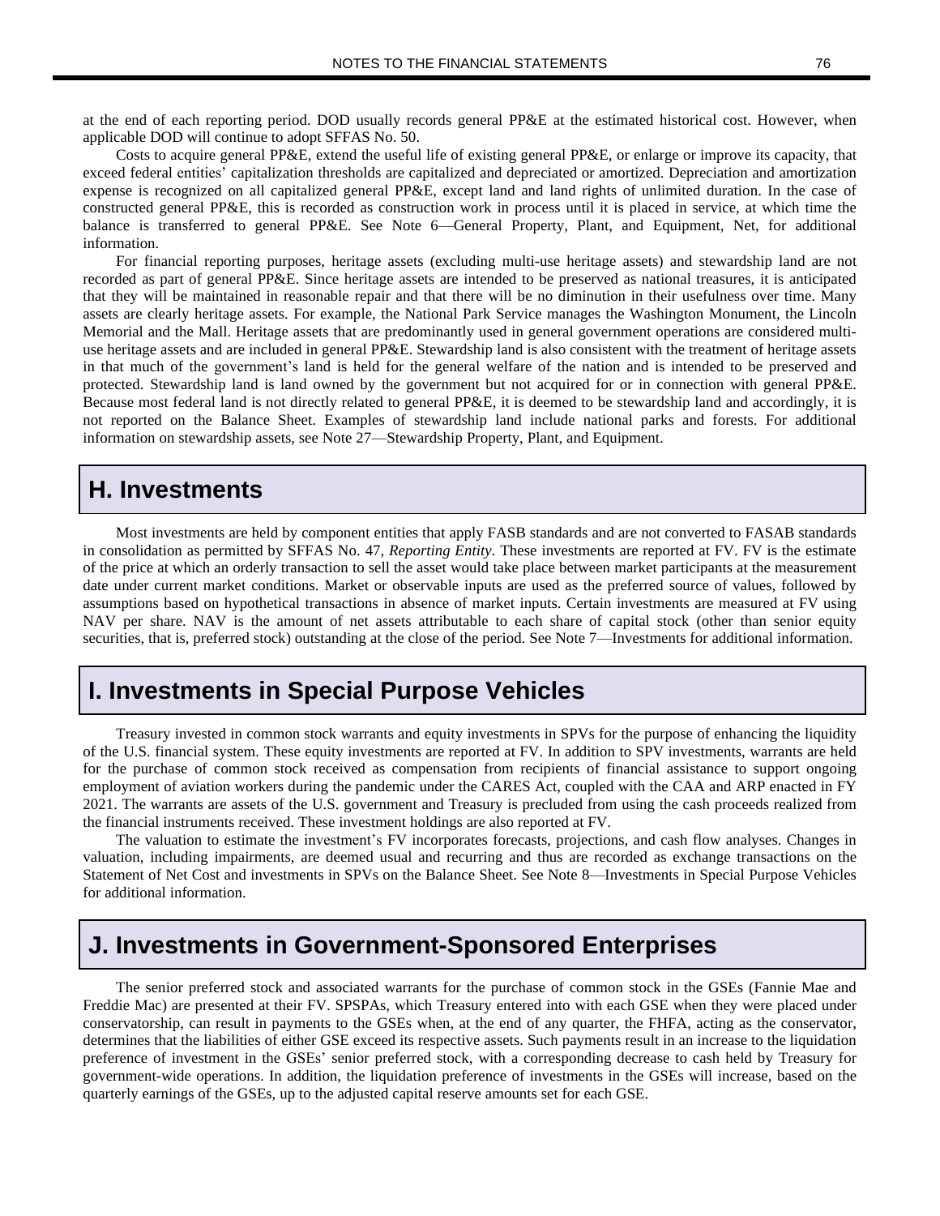at the end of each reporting period. DOD usually records general PP&E at the estimated historical cost. However, when applicable DOD will continue to adopt SFFAS No. 50.

Costs to acquire general PP&E, extend the useful life of existing general PP&E, or enlarge or improve its capacity, that exceed federal entities' capitalization thresholds are capitalized and depreciated or amortized. Depreciation and amortization expense is recognized on all capitalized general PP&E, except land and land rights of unlimited duration. In the case of constructed general PP&E, this is recorded as construction work in process until it is placed in service, at which time the balance is transferred to general PP&E. See Note 6—General Property, Plant, and Equipment, Net, for additional information.

For financial reporting purposes, heritage assets (excluding multi-use heritage assets) and stewardship land are not recorded as part of general PP&E. Since heritage assets are intended to be preserved as national treasures, it is anticipated that they will be maintained in reasonable repair and that there will be no diminution in their usefulness over time. Many assets are clearly heritage assets. For example, the National Park Service manages the Washington Monument, the Lincoln Memorial and the Mall. Heritage assets that are predominantly used in general government operations are considered multi-use heritage assets and are included in general PP&E. Stewardship land is also consistent with the treatment of heritage assets in that much of the government's land is held for the general welfare of the nation and is intended to be preserved and protected. Stewardship land is land owned by the government but not acquired for or in connection with general PP&E. Because most federal land is not directly related to general PP&E, it is deemed to be stewardship land and accordingly, it is not reported on the Balance Sheet. Examples of stewardship land include national parks and forests. For additional information on stewardship assets, see Note 27—Stewardship Property, Plant, and Equipment.

## H. Investments

Most investments are held by component entities that apply FASB standards and are not converted to FASAB standards in consolidation as permitted by SFFAS No. 47, *Reporting Entity*. These investments are reported at FV. FV is the estimate of the price at which an orderly transaction to sell the asset would take place between market participants at the measurement date under current market conditions. Market or observable inputs are used as the preferred source of values, followed by assumptions based on hypothetical transactions in absence of market inputs. Certain investments are measured at FV using NAV per share. NAV is the amount of net assets attributable to each share of capital stock (other than senior equity securities, that is, preferred stock) outstanding at the close of the period. See Note 7—Investments for additional information.

## I. Investments in Special Purpose Vehicles

Treasury invested in common stock warrants and equity investments in SPVs for the purpose of enhancing the liquidity of the U.S. financial system. These equity investments are reported at FV. In addition to SPV investments, warrants are held for the purchase of common stock received as compensation from recipients of financial assistance to support ongoing employment of aviation workers during the pandemic under the CARES Act, coupled with the CAA and ARP enacted in FY 2021. The warrants are assets of the U.S. government and Treasury is precluded from using the cash proceeds realized from the financial instruments received. These investment holdings are also reported at FV.

The valuation to estimate the investment's FV incorporates forecasts, projections, and cash flow analyses. Changes in valuation, including impairments, are deemed usual and recurring and thus are recorded as exchange transactions on the Statement of Net Cost and investments in SPVs on the Balance Sheet. See Note 8—Investments in Special Purpose Vehicles for additional information.

## J. Investments in Government-Sponsored Enterprises

The senior preferred stock and associated warrants for the purchase of common stock in the GSEs (Fannie Mae and Freddie Mac) are presented at their FV. SPSPAs, which Treasury entered into with each GSE when they were placed under conservatorship, can result in payments to the GSEs when, at the end of any quarter, the FHFA, acting as the conservator, determines that the liabilities of either GSE exceed its respective assets. Such payments result in an increase to the liquidation preference of investment in the GSEs' senior preferred stock, with a corresponding decrease to cash held by Treasury for government-wide operations. In addition, the liquidation preference of investments in the GSEs will increase, based on the quarterly earnings of the GSEs, up to the adjusted capital reserve amounts set for each GSE.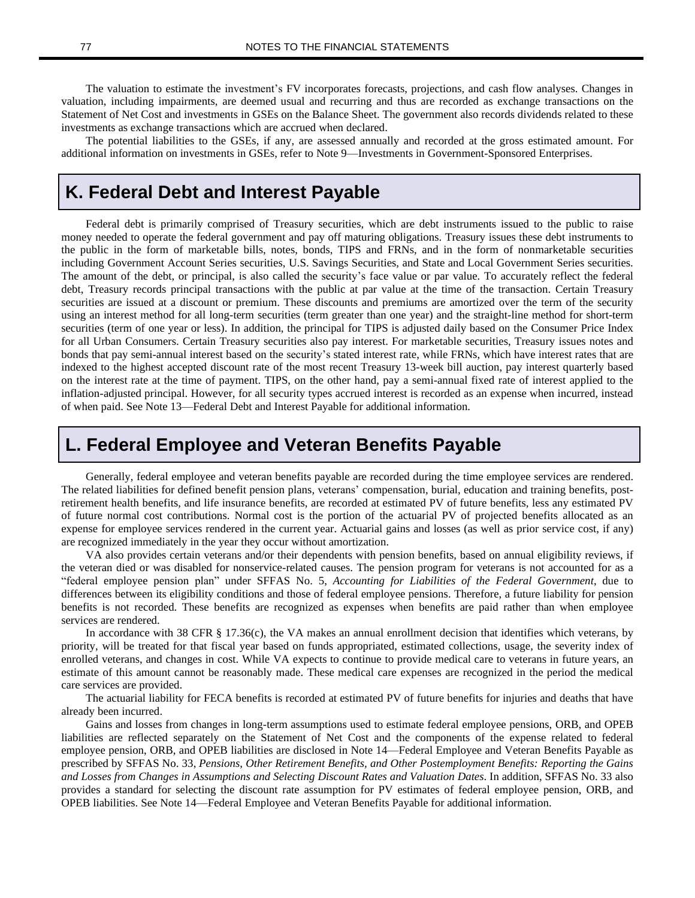The valuation to estimate the investment's FV incorporates forecasts, projections, and cash flow analyses. Changes in valuation, including impairments, are deemed usual and recurring and thus are recorded as exchange transactions on the Statement of Net Cost and investments in GSEs on the Balance Sheet. The government also records dividends related to these investments as exchange transactions which are accrued when declared.

The potential liabilities to the GSEs, if any, are assessed annually and recorded at the gross estimated amount. For additional information on investments in GSEs, refer to Note 9—Investments in Government-Sponsored Enterprises.

## K. Federal Debt and Interest Payable

Federal debt is primarily comprised of Treasury securities, which are debt instruments issued to the public to raise money needed to operate the federal government and pay off maturing obligations. Treasury issues these debt instruments to the public in the form of marketable bills, notes, bonds, TIPS and FRNs, and in the form of nonmarketable securities including Government Account Series securities, U.S. Savings Securities, and State and Local Government Series securities. The amount of the debt, or principal, is also called the security's face value or par value. To accurately reflect the federal debt, Treasury records principal transactions with the public at par value at the time of the transaction. Certain Treasury securities are issued at a discount or premium. These discounts and premiums are amortized over the term of the security using an interest method for all long-term securities (term greater than one year) and the straight-line method for short-term securities (term of one year or less). In addition, the principal for TIPS is adjusted daily based on the Consumer Price Index for all Urban Consumers. Certain Treasury securities also pay interest. For marketable securities, Treasury issues notes and bonds that pay semi-annual interest based on the security's stated interest rate, while FRNs, which have interest rates that are indexed to the highest accepted discount rate of the most recent Treasury 13-week bill auction, pay interest quarterly based on the interest rate at the time of payment. TIPS, on the other hand, pay a semi-annual fixed rate of interest applied to the inflation-adjusted principal. However, for all security types accrued interest is recorded as an expense when incurred, instead of when paid. See Note 13—Federal Debt and Interest Payable for additional information.

## L. Federal Employee and Veteran Benefits Payable

Generally, federal employee and veteran benefits payable are recorded during the time employee services are rendered. The related liabilities for defined benefit pension plans, veterans' compensation, burial, education and training benefits, post-retirement health benefits, and life insurance benefits, are recorded at estimated PV of future benefits, less any estimated PV of future normal cost contributions. Normal cost is the portion of the actuarial PV of projected benefits allocated as an expense for employee services rendered in the current year. Actuarial gains and losses (as well as prior service cost, if any) are recognized immediately in the year they occur without amortization.

VA also provides certain veterans and/or their dependents with pension benefits, based on annual eligibility reviews, if the veteran died or was disabled for nonservice-related causes. The pension program for veterans is not accounted for as a "federal employee pension plan" under SFFAS No. 5, *Accounting for Liabilities of the Federal Government*, due to differences between its eligibility conditions and those of federal employee pensions. Therefore, a future liability for pension benefits is not recorded. These benefits are recognized as expenses when benefits are paid rather than when employee services are rendered.

In accordance with 38 CFR § 17.36(c), the VA makes an annual enrollment decision that identifies which veterans, by priority, will be treated for that fiscal year based on funds appropriated, estimated collections, usage, the severity index of enrolled veterans, and changes in cost. While VA expects to continue to provide medical care to veterans in future years, an estimate of this amount cannot be reasonably made. These medical care expenses are recognized in the period the medical care services are provided.

The actuarial liability for FECA benefits is recorded at estimated PV of future benefits for injuries and deaths that have already been incurred.

Gains and losses from changes in long-term assumptions used to estimate federal employee pensions, ORB, and OPEB liabilities are reflected separately on the Statement of Net Cost and the components of the expense related to federal employee pension, ORB, and OPEB liabilities are disclosed in Note 14—Federal Employee and Veteran Benefits Payable as prescribed by SFFAS No. 33, *Pensions, Other Retirement Benefits, and Other Postemployment Benefits: Reporting the Gains and Losses from Changes in Assumptions and Selecting Discount Rates and Valuation Dates*. In addition, SFFAS No. 33 also provides a standard for selecting the discount rate assumption for PV estimates of federal employee pension, ORB, and OPEB liabilities. See Note 14—Federal Employee and Veteran Benefits Payable for additional information.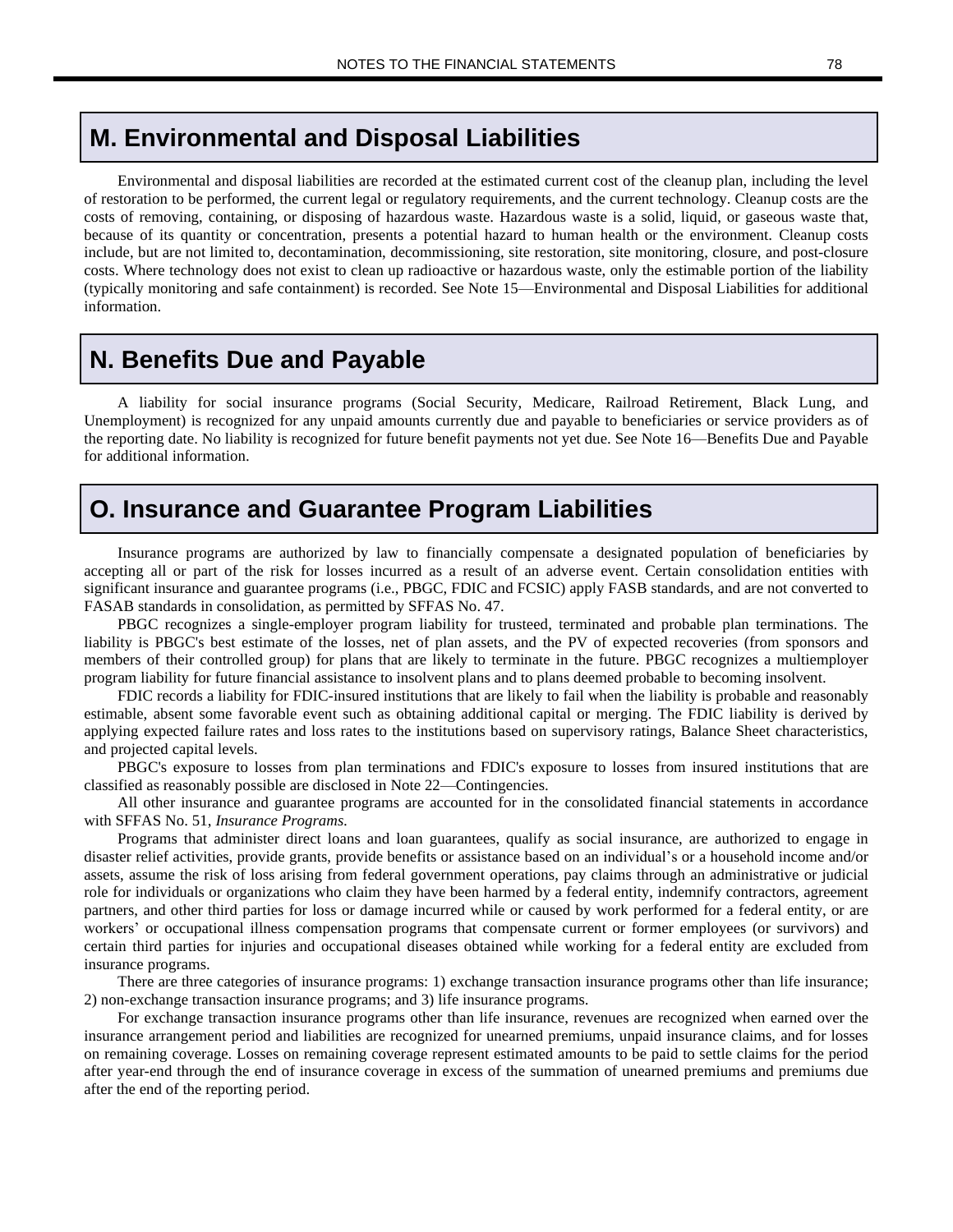## M. Environmental and Disposal Liabilities

Environmental and disposal liabilities are recorded at the estimated current cost of the cleanup plan, including the level of restoration to be performed, the current legal or regulatory requirements, and the current technology. Cleanup costs are the costs of removing, containing, or disposing of hazardous waste. Hazardous waste is a solid, liquid, or gaseous waste that, because of its quantity or concentration, presents a potential hazard to human health or the environment. Cleanup costs include, but are not limited to, decontamination, decommissioning, site restoration, site monitoring, closure, and post-closure costs. Where technology does not exist to clean up radioactive or hazardous waste, only the estimable portion of the liability (typically monitoring and safe containment) is recorded. See Note 15—Environmental and Disposal Liabilities for additional information.

## N. Benefits Due and Payable

A liability for social insurance programs (Social Security, Medicare, Railroad Retirement, Black Lung, and Unemployment) is recognized for any unpaid amounts currently due and payable to beneficiaries or service providers as of the reporting date. No liability is recognized for future benefit payments not yet due. See Note 16—Benefits Due and Payable for additional information.

## O. Insurance and Guarantee Program Liabilities

Insurance programs are authorized by law to financially compensate a designated population of beneficiaries by accepting all or part of the risk for losses incurred as a result of an adverse event. Certain consolidation entities with significant insurance and guarantee programs (i.e., PBGC, FDIC and FCSIC) apply FASB standards, and are not converted to FASAB standards in consolidation, as permitted by SFFAS No. 47.

PBGC recognizes a single-employer program liability for trusteed, terminated and probable plan terminations. The liability is PBGC's best estimate of the losses, net of plan assets, and the PV of expected recoveries (from sponsors and members of their controlled group) for plans that are likely to terminate in the future. PBGC recognizes a multiemployer program liability for future financial assistance to insolvent plans and to plans deemed probable to becoming insolvent.

FDIC records a liability for FDIC-insured institutions that are likely to fail when the liability is probable and reasonably estimable, absent some favorable event such as obtaining additional capital or merging. The FDIC liability is derived by applying expected failure rates and loss rates to the institutions based on supervisory ratings, Balance Sheet characteristics, and projected capital levels.

PBGC's exposure to losses from plan terminations and FDIC's exposure to losses from insured institutions that are classified as reasonably possible are disclosed in Note 22—Contingencies.

All other insurance and guarantee programs are accounted for in the consolidated financial statements in accordance with SFFAS No. 51, *Insurance Programs.*

Programs that administer direct loans and loan guarantees, qualify as social insurance, are authorized to engage in disaster relief activities, provide grants, provide benefits or assistance based on an individual's or a household income and/or assets, assume the risk of loss arising from federal government operations, pay claims through an administrative or judicial role for individuals or organizations who claim they have been harmed by a federal entity, indemnify contractors, agreement partners, and other third parties for loss or damage incurred while or caused by work performed for a federal entity, or are workers' or occupational illness compensation programs that compensate current or former employees (or survivors) and certain third parties for injuries and occupational diseases obtained while working for a federal entity are excluded from insurance programs.

There are three categories of insurance programs: 1) exchange transaction insurance programs other than life insurance; 2) non-exchange transaction insurance programs; and 3) life insurance programs.

For exchange transaction insurance programs other than life insurance, revenues are recognized when earned over the insurance arrangement period and liabilities are recognized for unearned premiums, unpaid insurance claims, and for losses on remaining coverage. Losses on remaining coverage represent estimated amounts to be paid to settle claims for the period after year-end through the end of insurance coverage in excess of the summation of unearned premiums and premiums due after the end of the reporting period.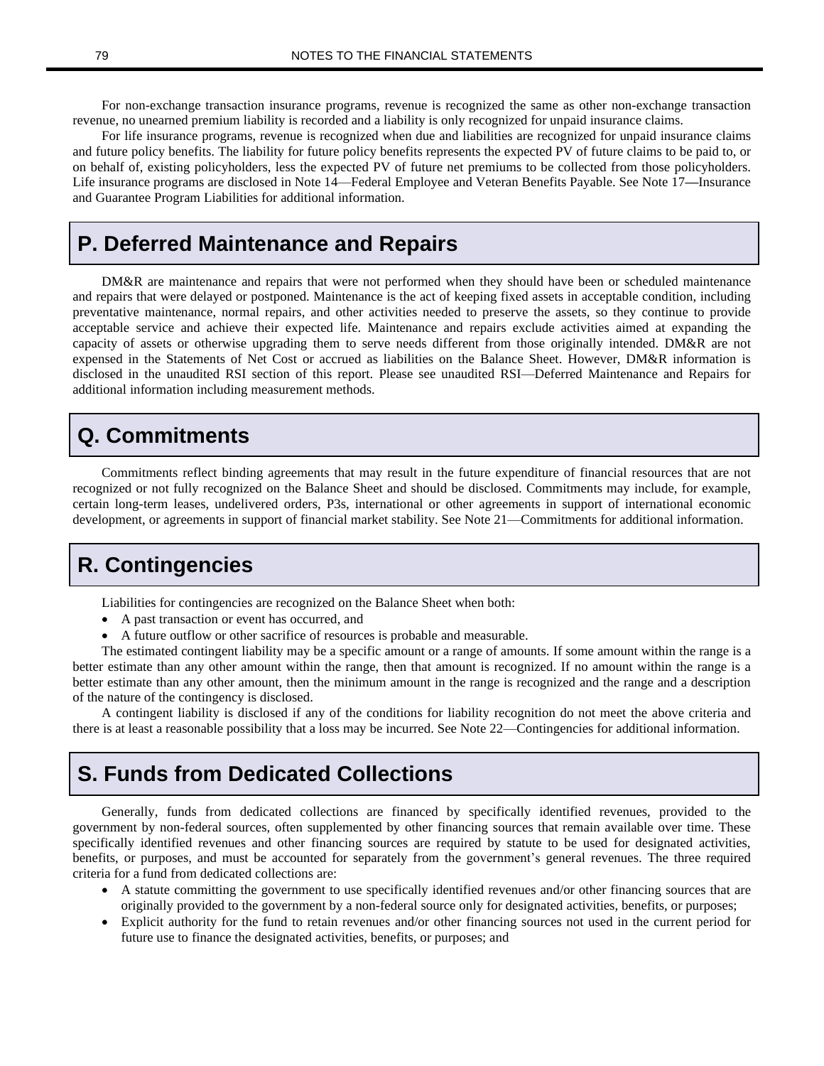For non-exchange transaction insurance programs, revenue is recognized the same as other non-exchange transaction revenue, no unearned premium liability is recorded and a liability is only recognized for unpaid insurance claims.

For life insurance programs, revenue is recognized when due and liabilities are recognized for unpaid insurance claims and future policy benefits. The liability for future policy benefits represents the expected PV of future claims to be paid to, or on behalf of, existing policyholders, less the expected PV of future net premiums to be collected from those policyholders. Life insurance programs are disclosed in Note 14—Federal Employee and Veteran Benefits Payable. See Note 17—Insurance and Guarantee Program Liabilities for additional information.

## P. Deferred Maintenance and Repairs

DM&R are maintenance and repairs that were not performed when they should have been or scheduled maintenance and repairs that were delayed or postponed. Maintenance is the act of keeping fixed assets in acceptable condition, including preventative maintenance, normal repairs, and other activities needed to preserve the assets, so they continue to provide acceptable service and achieve their expected life. Maintenance and repairs exclude activities aimed at expanding the capacity of assets or otherwise upgrading them to serve needs different from those originally intended. DM&R are not expensed in the Statements of Net Cost or accrued as liabilities on the Balance Sheet. However, DM&R information is disclosed in the unaudited RSI section of this report. Please see unaudited RSI—Deferred Maintenance and Repairs for additional information including measurement methods.

## Q. Commitments

Commitments reflect binding agreements that may result in the future expenditure of financial resources that are not recognized or not fully recognized on the Balance Sheet and should be disclosed. Commitments may include, for example, certain long-term leases, undelivered orders, P3s, international or other agreements in support of international economic development, or agreements in support of financial market stability. See Note 21—Commitments for additional information.

## R. Contingencies

Liabilities for contingencies are recognized on the Balance Sheet when both:

- A past transaction or event has occurred, and
- A future outflow or other sacrifice of resources is probable and measurable.

The estimated contingent liability may be a specific amount or a range of amounts. If some amount within the range is a better estimate than any other amount within the range, then that amount is recognized. If no amount within the range is a better estimate than any other amount, then the minimum amount in the range is recognized and the range and a description of the nature of the contingency is disclosed.

A contingent liability is disclosed if any of the conditions for liability recognition do not meet the above criteria and there is at least a reasonable possibility that a loss may be incurred. See Note 22—Contingencies for additional information.

## S. Funds from Dedicated Collections

Generally, funds from dedicated collections are financed by specifically identified revenues, provided to the government by non-federal sources, often supplemented by other financing sources that remain available over time. These specifically identified revenues and other financing sources are required by statute to be used for designated activities, benefits, or purposes, and must be accounted for separately from the government's general revenues. The three required criteria for a fund from dedicated collections are:

- A statute committing the government to use specifically identified revenues and/or other financing sources that are originally provided to the government by a non-federal source only for designated activities, benefits, or purposes;
- Explicit authority for the fund to retain revenues and/or other financing sources not used in the current period for future use to finance the designated activities, benefits, or purposes; and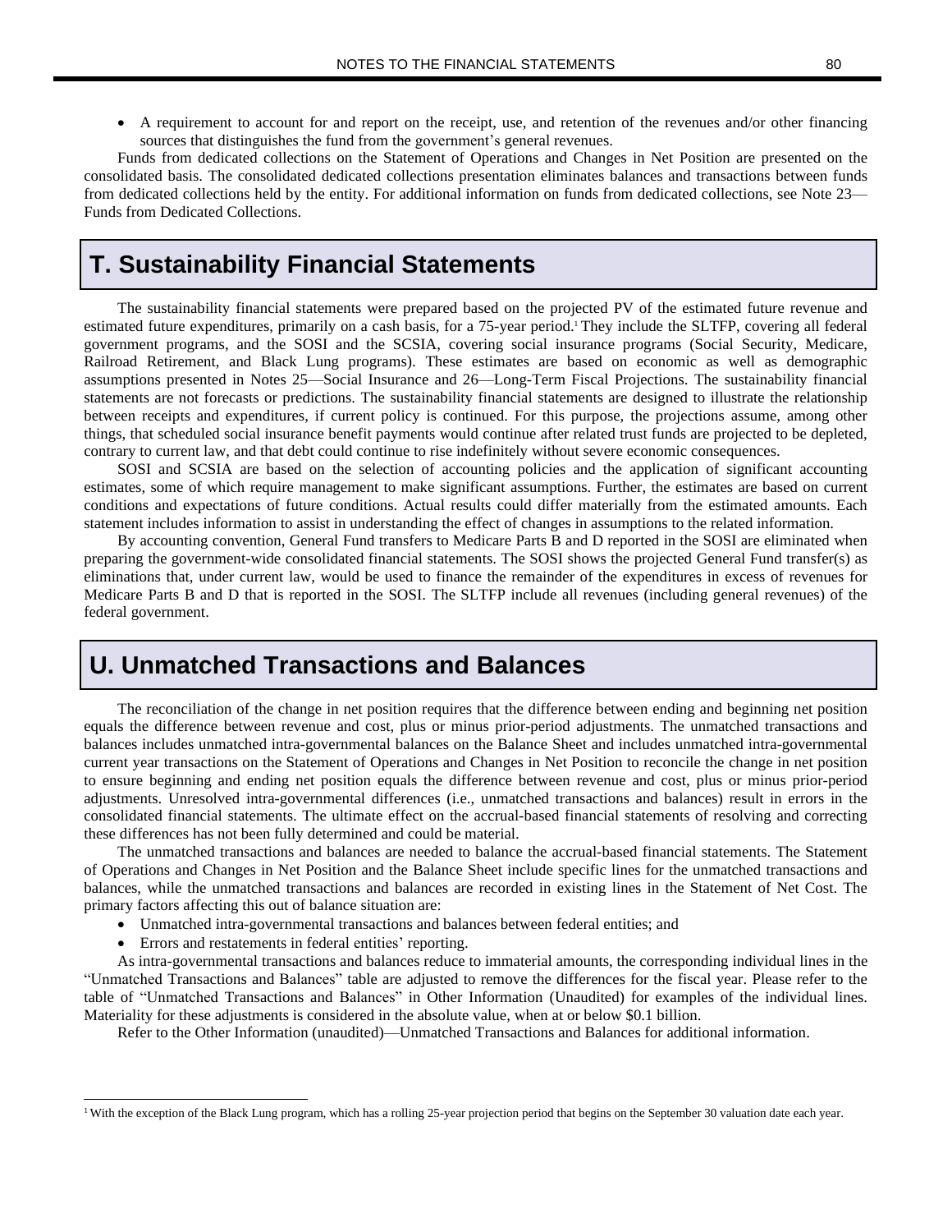- A requirement to account for and report on the receipt, use, and retention of the revenues and/or other financing sources that distinguishes the fund from the government's general revenues.

Funds from dedicated collections on the Statement of Operations and Changes in Net Position are presented on the consolidated basis. The consolidated dedicated collections presentation eliminates balances and transactions between funds from dedicated collections held by the entity. For additional information on funds from dedicated collections, see Note 23—Funds from Dedicated Collections.

## T. Sustainability Financial Statements

The sustainability financial statements were prepared based on the projected PV of the estimated future revenue and estimated future expenditures, primarily on a cash basis, for a 75-year period.[1] They include the SLTFP, covering all federal government programs, and the SOSI and the SCSIA, covering social insurance programs (Social Security, Medicare, Railroad Retirement, and Black Lung programs). These estimates are based on economic as well as demographic assumptions presented in Notes 25—Social Insurance and 26—Long-Term Fiscal Projections. The sustainability financial statements are not forecasts or predictions. The sustainability financial statements are designed to illustrate the relationship between receipts and expenditures, if current policy is continued. For this purpose, the projections assume, among other things, that scheduled social insurance benefit payments would continue after related trust funds are projected to be depleted, contrary to current law, and that debt could continue to rise indefinitely without severe economic consequences.

SOSI and SCSIA are based on the selection of accounting policies and the application of significant accounting estimates, some of which require management to make significant assumptions. Further, the estimates are based on current conditions and expectations of future conditions. Actual results could differ materially from the estimated amounts. Each statement includes information to assist in understanding the effect of changes in assumptions to the related information.

By accounting convention, General Fund transfers to Medicare Parts B and D reported in the SOSI are eliminated when preparing the government-wide consolidated financial statements. The SOSI shows the projected General Fund transfer(s) as eliminations that, under current law, would be used to finance the remainder of the expenditures in excess of revenues for Medicare Parts B and D that is reported in the SOSI. The SLTFP include all revenues (including general revenues) of the federal government.

## U. Unmatched Transactions and Balances

The reconciliation of the change in net position requires that the difference between ending and beginning net position equals the difference between revenue and cost, plus or minus prior-period adjustments. The unmatched transactions and balances includes unmatched intra-governmental balances on the Balance Sheet and includes unmatched intra-governmental current year transactions on the Statement of Operations and Changes in Net Position to reconcile the change in net position to ensure beginning and ending net position equals the difference between revenue and cost, plus or minus prior-period adjustments. Unresolved intra-governmental differences (i.e., unmatched transactions and balances) result in errors in the consolidated financial statements. The ultimate effect on the accrual-based financial statements of resolving and correcting these differences has not been fully determined and could be material.

The unmatched transactions and balances are needed to balance the accrual-based financial statements. The Statement of Operations and Changes in Net Position and the Balance Sheet include specific lines for the unmatched transactions and balances, while the unmatched transactions and balances are recorded in existing lines in the Statement of Net Cost. The primary factors affecting this out of balance situation are:

- Unmatched intra-governmental transactions and balances between federal entities; and
- Errors and restatements in federal entities' reporting.

As intra-governmental transactions and balances reduce to immaterial amounts, the corresponding individual lines in the "Unmatched Transactions and Balances" table are adjusted to remove the differences for the fiscal year. Please refer to the table of "Unmatched Transactions and Balances" in Other Information (Unaudited) for examples of the individual lines. Materiality for these adjustments is considered in the absolute value, when at or below $0.1 billion.

Refer to the Other Information (unaudited)—Unmatched Transactions and Balances for additional information.

[1] With the exception of the Black Lung program, which has a rolling 25-year projection period that begins on the September 30 valuation date each year.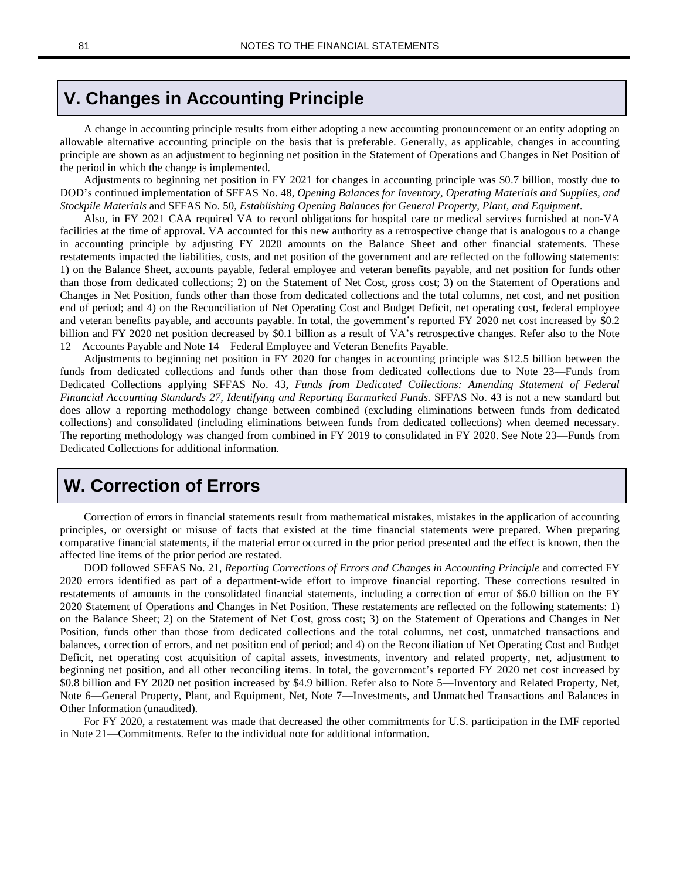## V. Changes in Accounting Principle

A change in accounting principle results from either adopting a new accounting pronouncement or an entity adopting an allowable alternative accounting principle on the basis that is preferable. Generally, as applicable, changes in accounting principle are shown as an adjustment to beginning net position in the Statement of Operations and Changes in Net Position of the period in which the change is implemented.

Adjustments to beginning net position in FY 2021 for changes in accounting principle was $0.7 billion, mostly due to DOD's continued implementation of SFFAS No. 48, *Opening Balances for Inventory, Operating Materials and Supplies, and Stockpile Materials* and SFFAS No. 50, *Establishing Opening Balances for General Property, Plant, and Equipment*.

Also, in FY 2021 CAA required VA to record obligations for hospital care or medical services furnished at non-VA facilities at the time of approval. VA accounted for this new authority as a retrospective change that is analogous to a change in accounting principle by adjusting FY 2020 amounts on the Balance Sheet and other financial statements. These restatements impacted the liabilities, costs, and net position of the government and are reflected on the following statements: 1) on the Balance Sheet, accounts payable, federal employee and veteran benefits payable, and net position for funds other than those from dedicated collections; 2) on the Statement of Net Cost, gross cost; 3) on the Statement of Operations and Changes in Net Position, funds other than those from dedicated collections and the total columns, net cost, and net position end of period; and 4) on the Reconciliation of Net Operating Cost and Budget Deficit, net operating cost, federal employee and veteran benefits payable, and accounts payable. In total, the government's reported FY 2020 net cost increased by $0.2 billion and FY 2020 net position decreased by $0.1 billion as a result of VA's retrospective changes. Refer also to the Note 12—Accounts Payable and Note 14—Federal Employee and Veteran Benefits Payable.

Adjustments to beginning net position in FY 2020 for changes in accounting principle was $12.5 billion between the funds from dedicated collections and funds other than those from dedicated collections due to Note 23—Funds from Dedicated Collections applying SFFAS No. 43, *Funds from Dedicated Collections: Amending Statement of Federal Financial Accounting Standards 27, Identifying and Reporting Earmarked Funds.* SFFAS No. 43 is not a new standard but does allow a reporting methodology change between combined (excluding eliminations between funds from dedicated collections) and consolidated (including eliminations between funds from dedicated collections) when deemed necessary. The reporting methodology was changed from combined in FY 2019 to consolidated in FY 2020. See Note 23—Funds from Dedicated Collections for additional information.

## W. Correction of Errors

Correction of errors in financial statements result from mathematical mistakes, mistakes in the application of accounting principles, or oversight or misuse of facts that existed at the time financial statements were prepared. When preparing comparative financial statements, if the material error occurred in the prior period presented and the effect is known, then the affected line items of the prior period are restated.

DOD followed SFFAS No. 21, *Reporting Corrections of Errors and Changes in Accounting Principle* and corrected FY 2020 errors identified as part of a department-wide effort to improve financial reporting. These corrections resulted in restatements of amounts in the consolidated financial statements, including a correction of error of $6.0 billion on the FY 2020 Statement of Operations and Changes in Net Position. These restatements are reflected on the following statements: 1) on the Balance Sheet; 2) on the Statement of Net Cost, gross cost; 3) on the Statement of Operations and Changes in Net Position, funds other than those from dedicated collections and the total columns, net cost, unmatched transactions and balances, correction of errors, and net position end of period; and 4) on the Reconciliation of Net Operating Cost and Budget Deficit, net operating cost acquisition of capital assets, investments, inventory and related property, net, adjustment to beginning net position, and all other reconciling items. In total, the government's reported FY 2020 net cost increased by $0.8 billion and FY 2020 net position increased by $4.9 billion. Refer also to Note 5—Inventory and Related Property, Net, Note 6—General Property, Plant, and Equipment, Net, Note 7—Investments, and Unmatched Transactions and Balances in Other Information (unaudited).

For FY 2020, a restatement was made that decreased the other commitments for U.S. participation in the IMF reported in Note 21—Commitments. Refer to the individual note for additional information.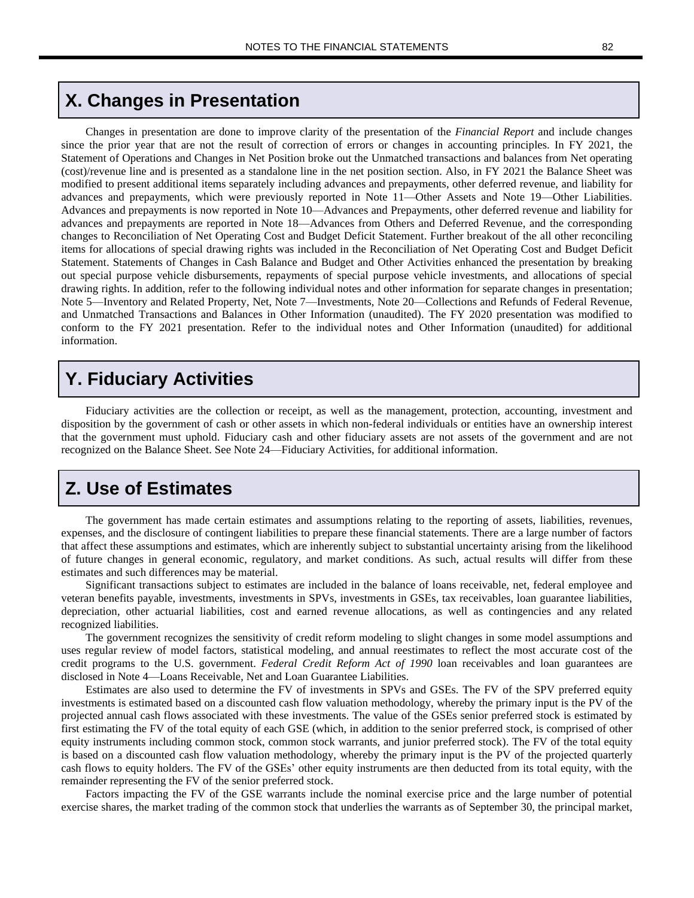## X. Changes in Presentation

Changes in presentation are done to improve clarity of the presentation of the *Financial Report* and include changes since the prior year that are not the result of correction of errors or changes in accounting principles. In FY 2021, the Statement of Operations and Changes in Net Position broke out the Unmatched transactions and balances from Net operating (cost)/revenue line and is presented as a standalone line in the net position section. Also, in FY 2021 the Balance Sheet was modified to present additional items separately including advances and prepayments, other deferred revenue, and liability for advances and prepayments, which were previously reported in Note 11—Other Assets and Note 19—Other Liabilities. Advances and prepayments is now reported in Note 10—Advances and Prepayments, other deferred revenue and liability for advances and prepayments are reported in Note 18—Advances from Others and Deferred Revenue, and the corresponding changes to Reconciliation of Net Operating Cost and Budget Deficit Statement. Further breakout of the all other reconciling items for allocations of special drawing rights was included in the Reconciliation of Net Operating Cost and Budget Deficit Statement. Statements of Changes in Cash Balance and Budget and Other Activities enhanced the presentation by breaking out special purpose vehicle disbursements, repayments of special purpose vehicle investments, and allocations of special drawing rights. In addition, refer to the following individual notes and other information for separate changes in presentation; Note 5—Inventory and Related Property, Net, Note 7—Investments, Note 20—Collections and Refunds of Federal Revenue, and Unmatched Transactions and Balances in Other Information (unaudited). The FY 2020 presentation was modified to conform to the FY 2021 presentation. Refer to the individual notes and Other Information (unaudited) for additional information.

## Y. Fiduciary Activities

Fiduciary activities are the collection or receipt, as well as the management, protection, accounting, investment and disposition by the government of cash or other assets in which non-federal individuals or entities have an ownership interest that the government must uphold. Fiduciary cash and other fiduciary assets are not assets of the government and are not recognized on the Balance Sheet. See Note 24—Fiduciary Activities, for additional information.

## Z. Use of Estimates

The government has made certain estimates and assumptions relating to the reporting of assets, liabilities, revenues, expenses, and the disclosure of contingent liabilities to prepare these financial statements. There are a large number of factors that affect these assumptions and estimates, which are inherently subject to substantial uncertainty arising from the likelihood of future changes in general economic, regulatory, and market conditions. As such, actual results will differ from these estimates and such differences may be material.

Significant transactions subject to estimates are included in the balance of loans receivable, net, federal employee and veteran benefits payable, investments, investments in SPVs, investments in GSEs, tax receivables, loan guarantee liabilities, depreciation, other actuarial liabilities, cost and earned revenue allocations, as well as contingencies and any related recognized liabilities.

The government recognizes the sensitivity of credit reform modeling to slight changes in some model assumptions and uses regular review of model factors, statistical modeling, and annual reestimates to reflect the most accurate cost of the credit programs to the U.S. government. *Federal Credit Reform Act of 1990* loan receivables and loan guarantees are disclosed in Note 4—Loans Receivable, Net and Loan Guarantee Liabilities.

Estimates are also used to determine the FV of investments in SPVs and GSEs. The FV of the SPV preferred equity investments is estimated based on a discounted cash flow valuation methodology, whereby the primary input is the PV of the projected annual cash flows associated with these investments. The value of the GSEs senior preferred stock is estimated by first estimating the FV of the total equity of each GSE (which, in addition to the senior preferred stock, is comprised of other equity instruments including common stock, common stock warrants, and junior preferred stock). The FV of the total equity is based on a discounted cash flow valuation methodology, whereby the primary input is the PV of the projected quarterly cash flows to equity holders. The FV of the GSEs' other equity instruments are then deducted from its total equity, with the remainder representing the FV of the senior preferred stock.

Factors impacting the FV of the GSE warrants include the nominal exercise price and the large number of potential exercise shares, the market trading of the common stock that underlies the warrants as of September 30, the principal market,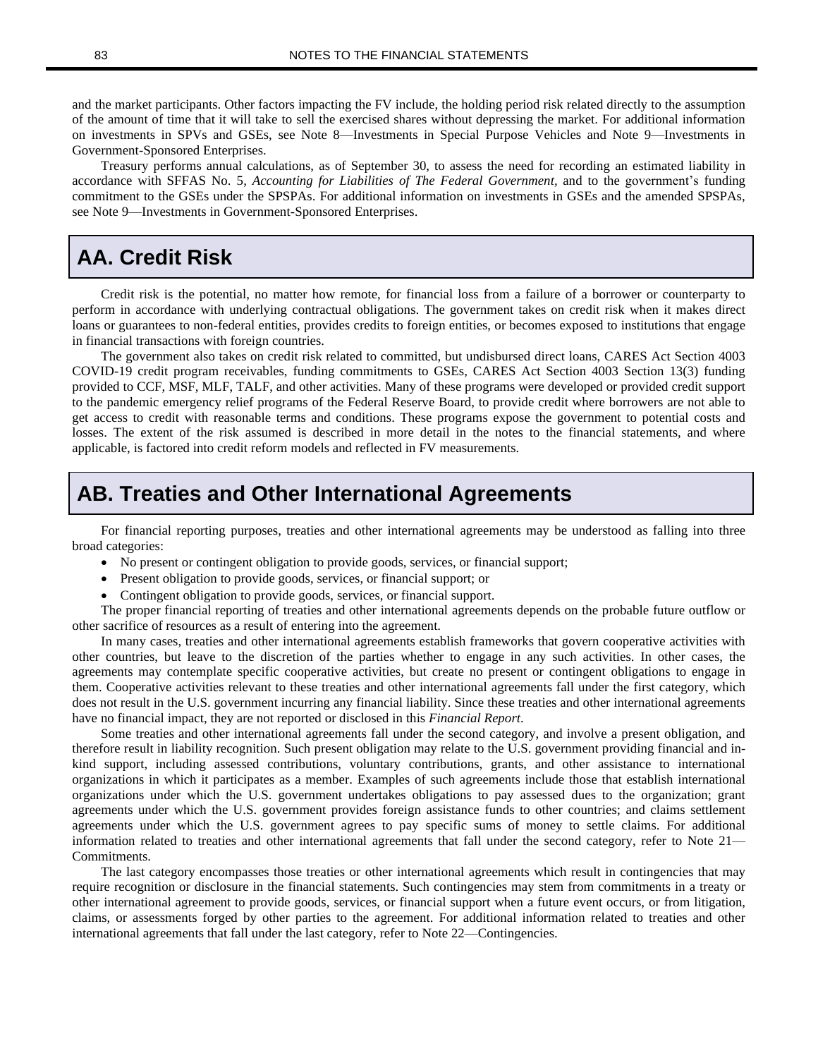and the market participants. Other factors impacting the FV include, the holding period risk related directly to the assumption of the amount of time that it will take to sell the exercised shares without depressing the market. For additional information on investments in SPVs and GSEs, see Note 8—Investments in Special Purpose Vehicles and Note 9—Investments in Government-Sponsored Enterprises.

Treasury performs annual calculations, as of September 30, to assess the need for recording an estimated liability in accordance with SFFAS No. 5, *Accounting for Liabilities of The Federal Government*, and to the government's funding commitment to the GSEs under the SPSPAs. For additional information on investments in GSEs and the amended SPSPAs, see Note 9—Investments in Government-Sponsored Enterprises.

## AA. Credit Risk

Credit risk is the potential, no matter how remote, for financial loss from a failure of a borrower or counterparty to perform in accordance with underlying contractual obligations. The government takes on credit risk when it makes direct loans or guarantees to non-federal entities, provides credits to foreign entities, or becomes exposed to institutions that engage in financial transactions with foreign countries.

The government also takes on credit risk related to committed, but undisbursed direct loans, CARES Act Section 4003 COVID-19 credit program receivables, funding commitments to GSEs, CARES Act Section 4003 Section 13(3) funding provided to CCF, MSF, MLF, TALF, and other activities. Many of these programs were developed or provided credit support to the pandemic emergency relief programs of the Federal Reserve Board, to provide credit where borrowers are not able to get access to credit with reasonable terms and conditions. These programs expose the government to potential costs and losses. The extent of the risk assumed is described in more detail in the notes to the financial statements, and where applicable, is factored into credit reform models and reflected in FV measurements.

## AB. Treaties and Other International Agreements

For financial reporting purposes, treaties and other international agreements may be understood as falling into three broad categories:

- No present or contingent obligation to provide goods, services, or financial support;
- Present obligation to provide goods, services, or financial support; or
- Contingent obligation to provide goods, services, or financial support.

The proper financial reporting of treaties and other international agreements depends on the probable future outflow or other sacrifice of resources as a result of entering into the agreement.

In many cases, treaties and other international agreements establish frameworks that govern cooperative activities with other countries, but leave to the discretion of the parties whether to engage in any such activities. In other cases, the agreements may contemplate specific cooperative activities, but create no present or contingent obligations to engage in them. Cooperative activities relevant to these treaties and other international agreements fall under the first category, which does not result in the U.S. government incurring any financial liability. Since these treaties and other international agreements have no financial impact, they are not reported or disclosed in this *Financial Report*.

Some treaties and other international agreements fall under the second category, and involve a present obligation, and therefore result in liability recognition. Such present obligation may relate to the U.S. government providing financial and in-kind support, including assessed contributions, voluntary contributions, grants, and other assistance to international organizations in which it participates as a member. Examples of such agreements include those that establish international organizations under which the U.S. government undertakes obligations to pay assessed dues to the organization; grant agreements under which the U.S. government provides foreign assistance funds to other countries; and claims settlement agreements under which the U.S. government agrees to pay specific sums of money to settle claims. For additional information related to treaties and other international agreements that fall under the second category, refer to Note 21—Commitments.

The last category encompasses those treaties or other international agreements which result in contingencies that may require recognition or disclosure in the financial statements. Such contingencies may stem from commitments in a treaty or other international agreement to provide goods, services, or financial support when a future event occurs, or from litigation, claims, or assessments forged by other parties to the agreement. For additional information related to treaties and other international agreements that fall under the last category, refer to Note 22—Contingencies.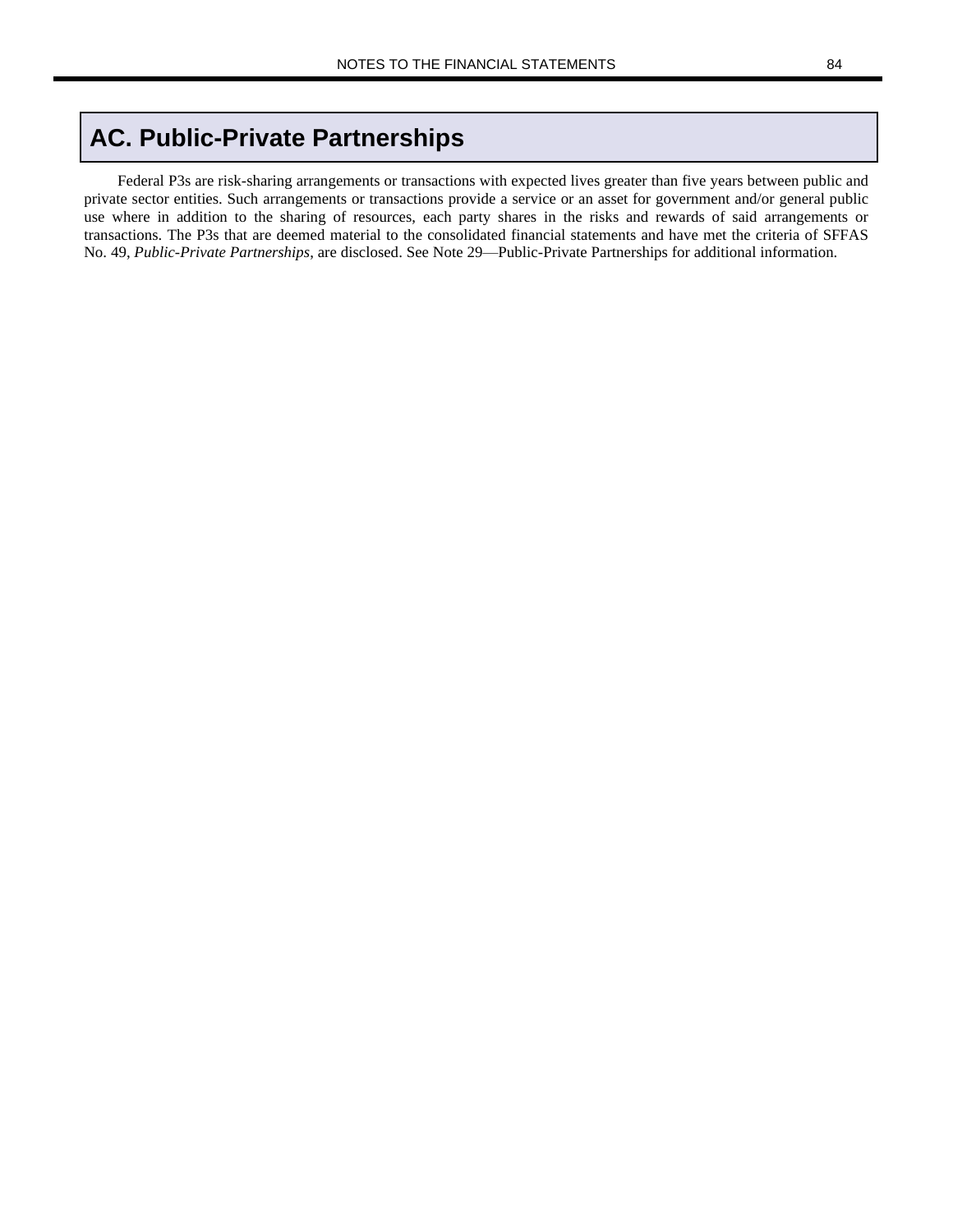## AC. Public-Private Partnerships

Federal P3s are risk-sharing arrangements or transactions with expected lives greater than five years between public and private sector entities. Such arrangements or transactions provide a service or an asset for government and/or general public use where in addition to the sharing of resources, each party shares in the risks and rewards of said arrangements or transactions. The P3s that are deemed material to the consolidated financial statements and have met the criteria of SFFAS No. 49, *Public-Private Partnerships*, are disclosed. See Note 29—Public-Private Partnerships for additional information.